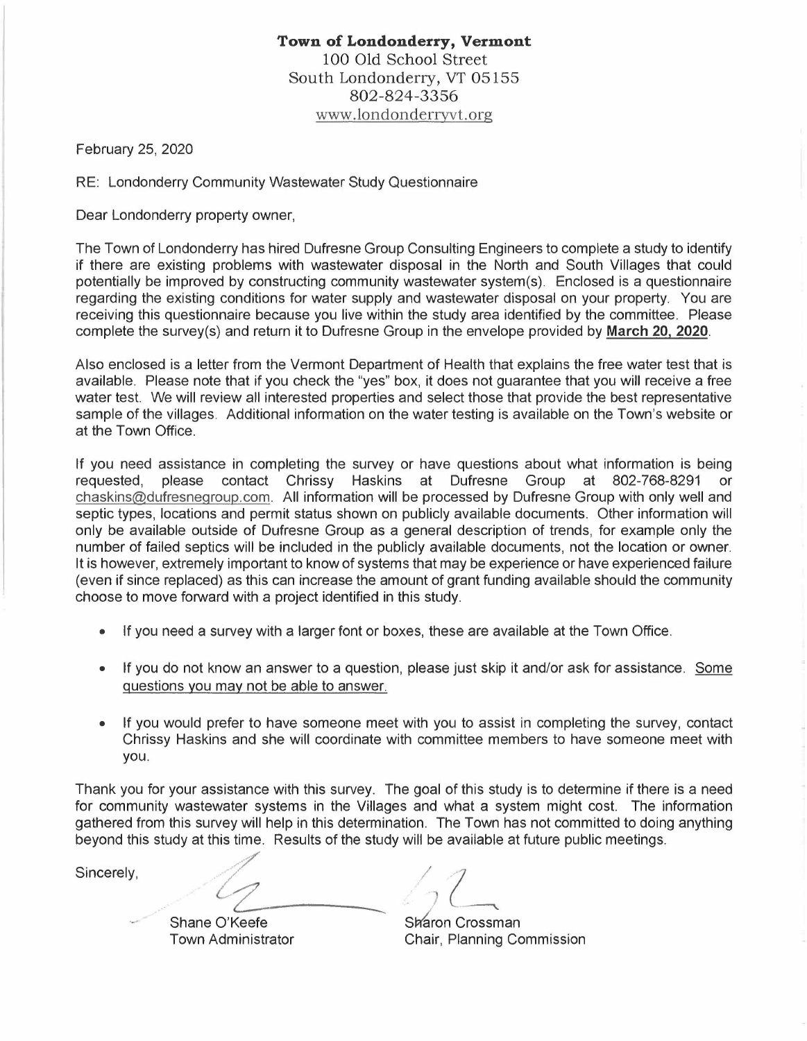**Town of Londonderry, Vermont**
100 Old School Street
South Londonderry, VT 05155
802-824-3356
www.londonderryvt.org

February 25, 2020

RE: Londonderry Community Wastewater Study Questionnaire

Dear Londonderry property owner,

The Town of Londonderry has hired Dufresne Group Consulting Engineers to complete a study to identify if there are existing problems with wastewater disposal in the North and South Villages that could potentially be improved by constructing community wastewater system(s). Enclosed is a questionnaire regarding the existing conditions for water supply and wastewater disposal on your property. You are receiving this questionnaire because you live within the study area identified by the committee. Please complete the survey(s) and return it to Dufresne Group in the envelope provided by **March 20, 2020**.

Also enclosed is a letter from the Vermont Department of Health that explains the free water test that is available. Please note that if you check the "yes" box, it does not guarantee that you will receive a free water test. We will review all interested properties and select those that provide the best representative sample of the villages. Additional information on the water testing is available on the Town's website or at the Town Office.

If you need assistance in completing the survey or have questions about what information is being requested, please contact Chrissy Haskins at Dufresne Group at 802-768-8291 or chaskins@dufresnegroup.com. All information will be processed by Dufresne Group with only well and septic types, locations and permit status shown on publicly available documents. Other information will only be available outside of Dufresne Group as a general description of trends, for example only the number of failed septics will be included in the publicly available documents, not the location or owner. It is however, extremely important to know of systems that may be experience or have experienced failure (even if since replaced) as this can increase the amount of grant funding available should the community choose to move forward with a project identified in this study.

- If you need a survey with a larger font or boxes, these are available at the Town Office.
- If you do not know an answer to a question, please just skip it and/or ask for assistance. <u>Some questions you may not be able to answer.</u>
- If you would prefer to have someone meet with you to assist in completing the survey, contact Chrissy Haskins and she will coordinate with committee members to have someone meet with you.

Thank you for your assistance with this survey. The goal of this study is to determine if there is a need for community wastewater systems in the Villages and what a system might cost. The information gathered from this survey will help in this determination. The Town has not committed to doing anything beyond this study at this time. Results of the study will be available at future public meetings.

Sincerely,

Shane O'Keefe
Town Administrator

Sharon Crossman
Chair, Planning Commission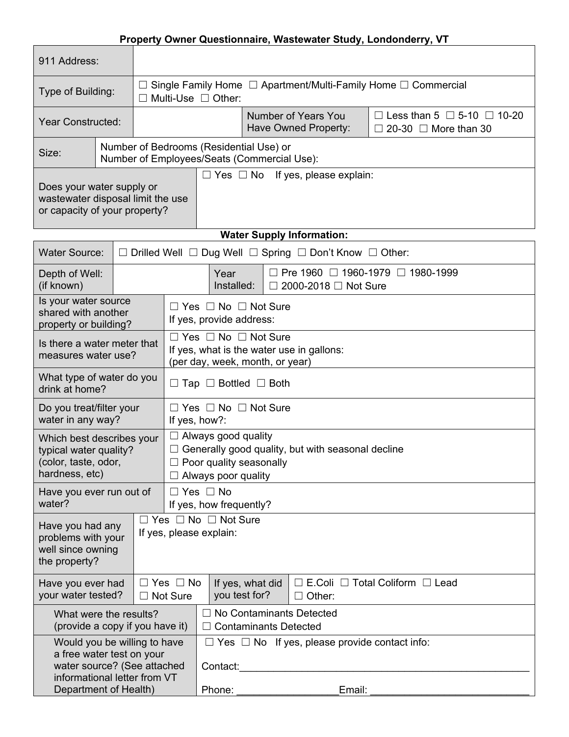**Property Owner Questionnaire, Wastewater Study, Londonderry, VT**

| | | | |
|---|---|---|---|
| 911 Address: | | | |
| Type of Building: | ☐ Single Family Home ☐ Apartment/Multi-Family Home ☐ Commercial ☐ Multi-Use ☐ Other: | | |
| Year Constructed: | | Number of Years You Have Owned Property: | ☐ Less than 5 ☐ 5-10 ☐ 10-20 ☐ 20-30 ☐ More than 30 |
| Size: | Number of Bedrooms (Residential Use) or Number of Employees/Seats (Commercial Use): | | |
| Does your water supply or wastewater disposal limit the use or capacity of your property? | ☐ Yes ☐ No If yes, please explain: | | |

**Water Supply Information:**

| | | | |
|---|---|---|---|
| Water Source: | ☐ Drilled Well ☐ Dug Well ☐ Spring ☐ Don't Know ☐ Other: | | |
| Depth of Well: (if known) | | Year Installed: | ☐ Pre 1960 ☐ 1960-1979 ☐ 1980-1999 ☐ 2000-2018 ☐ Not Sure |
| Is your water source shared with another property or building? | ☐ Yes ☐ No ☐ Not Sure<br>If yes, provide address: | | |
| Is there a water meter that measures water use? | ☐ Yes ☐ No ☐ Not Sure<br>If yes, what is the water use in gallons: (per day, week, month, or year) | | |
| What type of water do you drink at home? | ☐ Tap ☐ Bottled ☐ Both | | |
| Do you treat/filter your water in any way? | ☐ Yes ☐ No ☐ Not Sure<br>If yes, how?: | | |
| Which best describes your typical water quality? (color, taste, odor, hardness, etc) | ☐ Always good quality<br>☐ Generally good quality, but with seasonal decline<br>☐ Poor quality seasonally<br>☐ Always poor quality | | |
| Have you ever run out of water? | ☐ Yes ☐ No<br>If yes, how frequently? | | |
| Have you had any problems with your well since owning the property? | ☐ Yes ☐ No ☐ Not Sure<br>If yes, please explain: | | |
| Have you ever had your water tested? | ☐ Yes ☐ No ☐ Not Sure | If yes, what did you test for? | ☐ E.Coli ☐ Total Coliform ☐ Lead ☐ Other: |
| What were the results? (provide a copy if you have it) | ☐ No Contaminants Detected<br>☐ Contaminants Detected | | |
| Would you be willing to have a free water test on your water source? (See attached informational letter from VT Department of Health) | ☐ Yes ☐ No If yes, please provide contact info:<br>Contact:_______________________________________________<br>Phone: __________________Email: ___________________________ | | |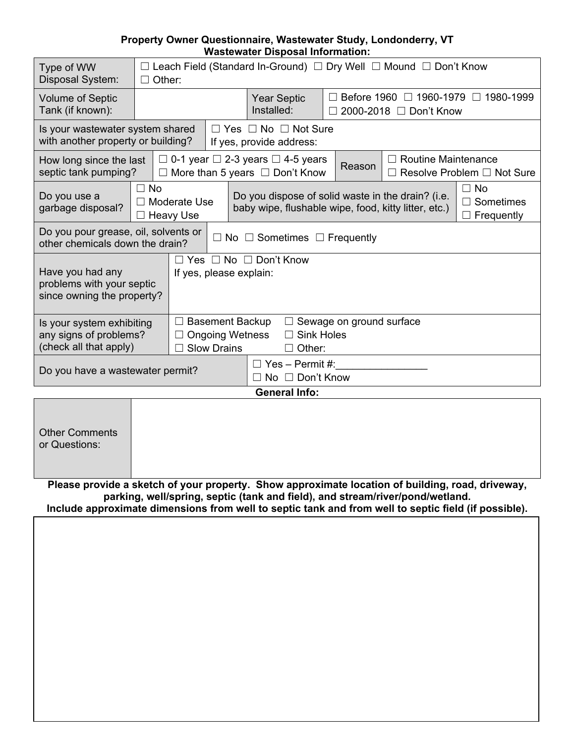**Property Owner Questionnaire, Wastewater Study, Londonderry, VT**

**Wastewater Disposal Information:**

| | | | |
|---|---|---|---|
| Type of WW Disposal System: | ☐ Leach Field (Standard In-Ground) ☐ Dry Well ☐ Mound ☐ Don't Know ☐ Other: | | |
| Volume of Septic Tank (if known): | | Year Septic Installed: | ☐ Before 1960 ☐ 1960-1979 ☐ 1980-1999 ☐ 2000-2018 ☐ Don't Know |
| Is your wastewater system shared with another property or building? | ☐ Yes ☐ No ☐ Not Sure<br>If yes, provide address: | | |
| How long since the last septic tank pumping? | ☐ 0-1 year ☐ 2-3 years ☐ 4-5 years ☐ More than 5 years ☐ Don't Know | Reason | ☐ Routine Maintenance ☐ Resolve Problem ☐ Not Sure |
| Do you use a garbage disposal? | ☐ No ☐ Moderate Use ☐ Heavy Use | Do you dispose of solid waste in the drain? (i.e. baby wipe, flushable wipe, food, kitty litter, etc.) | ☐ No ☐ Sometimes ☐ Frequently |
| Do you pour grease, oil, solvents or other chemicals down the drain? | ☐ No ☐ Sometimes ☐ Frequently | | |
| Have you had any problems with your septic since owning the property? | ☐ Yes ☐ No ☐ Don't Know<br>If yes, please explain: | | |
| Is your system exhibiting any signs of problems? (check all that apply) | ☐ Basement Backup ☐ Sewage on ground surface<br>☐ Ongoing Wetness ☐ Sink Holes<br>☐ Slow Drains ☐ Other: | | |
| Do you have a wastewater permit? | ☐ Yes – Permit #:________________<br>☐ No ☐ Don't Know | | |

**General Info:**

| | |
|---|---|
| Other Comments or Questions: | |

**Please provide a sketch of your property. Show approximate location of building, road, driveway, parking, well/spring, septic (tank and field), and stream/river/pond/wetland.**
**Include approximate dimensions from well to septic tank and from well to septic field (if possible).**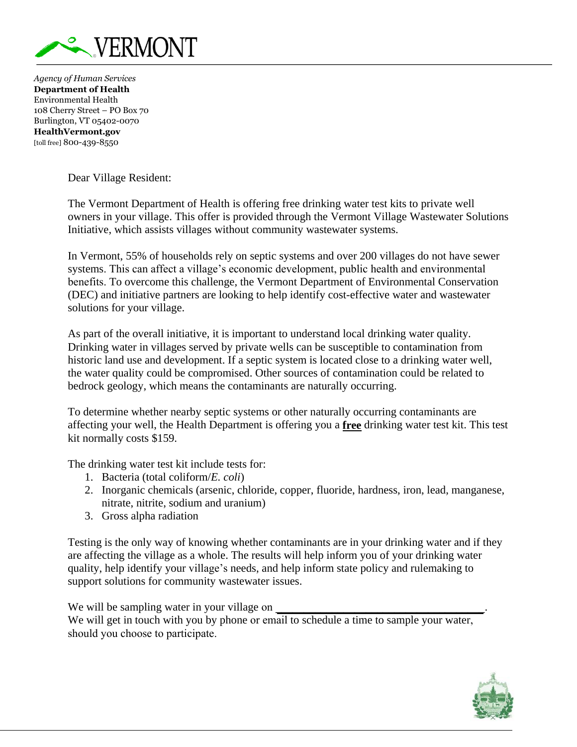VERMONT

*Agency of Human Services*
**Department of Health**
Environmental Health
108 Cherry Street – PO Box 70
Burlington, VT 05402-0070
**HealthVermont.gov**
[toll free] 800-439-8550

Dear Village Resident:

The Vermont Department of Health is offering free drinking water test kits to private well owners in your village. This offer is provided through the Vermont Village Wastewater Solutions Initiative, which assists villages without community wastewater systems.

In Vermont, 55% of households rely on septic systems and over 200 villages do not have sewer systems. This can affect a village's economic development, public health and environmental benefits. To overcome this challenge, the Vermont Department of Environmental Conservation (DEC) and initiative partners are looking to help identify cost-effective water and wastewater solutions for your village.

As part of the overall initiative, it is important to understand local drinking water quality. Drinking water in villages served by private wells can be susceptible to contamination from historic land use and development. If a septic system is located close to a drinking water well, the water quality could be compromised. Other sources of contamination could be related to bedrock geology, which means the contaminants are naturally occurring.

To determine whether nearby septic systems or other naturally occurring contaminants are affecting your well, the Health Department is offering you a **<u>free</u>** drinking water test kit. This test kit normally costs $159.

The drinking water test kit include tests for:

1. Bacteria (total coliform/*E. coli*)
2. Inorganic chemicals (arsenic, chloride, copper, fluoride, hardness, iron, lead, manganese, nitrate, nitrite, sodium and uranium)
3. Gross alpha radiation

Testing is the only way of knowing whether contaminants are in your drinking water and if they are affecting the village as a whole. The results will help inform you of your drinking water quality, help identify your village's needs, and help inform state policy and rulemaking to support solutions for community wastewater issues.

We will be sampling water in your village on ______________________________.
We will get in touch with you by phone or email to schedule a time to sample your water, should you choose to participate.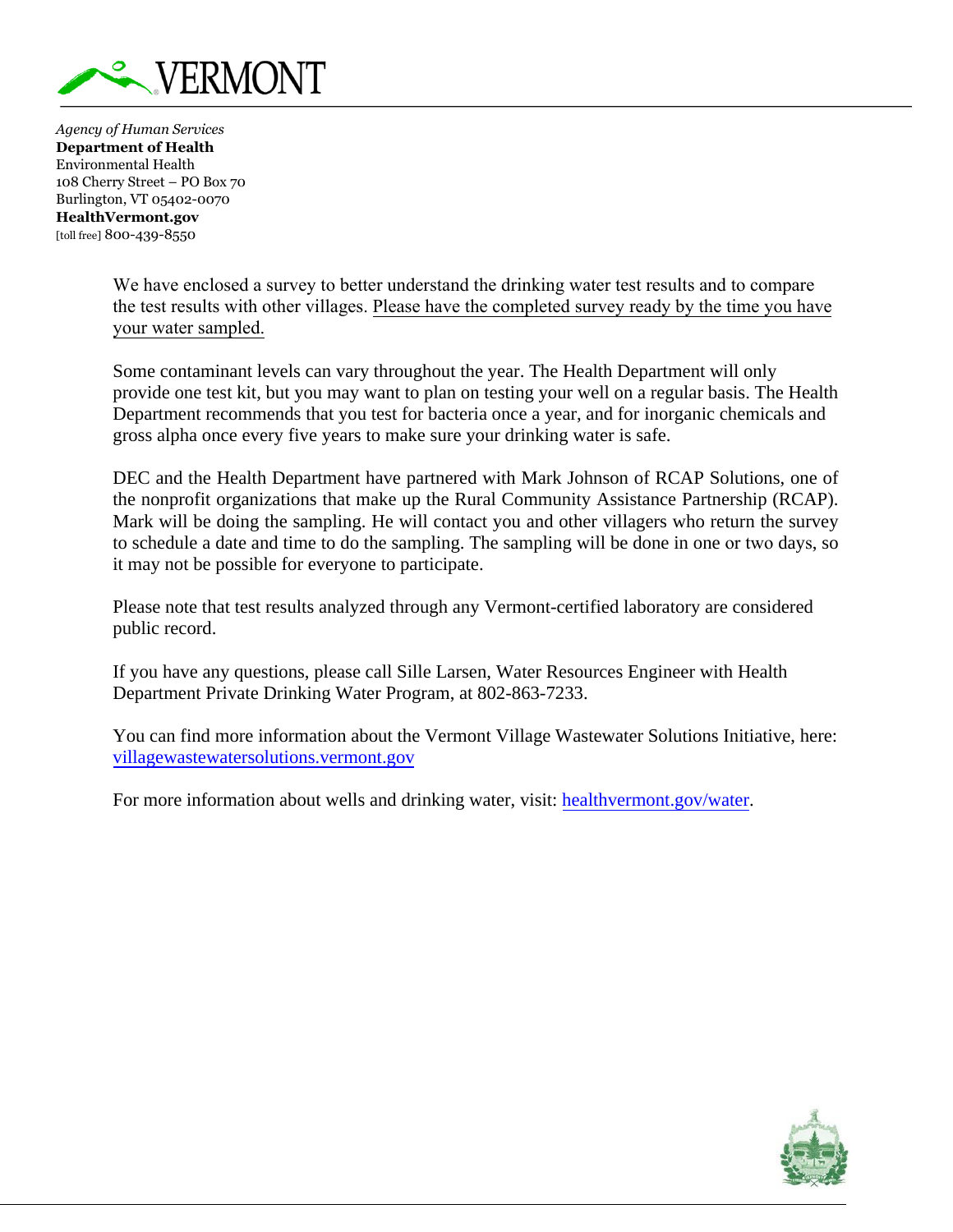VERMONT

*Agency of Human Services*
**Department of Health**
Environmental Health
108 Cherry Street – PO Box 70
Burlington, VT 05402-0070
**HealthVermont.gov**
[toll free] 800-439-8550

We have enclosed a survey to better understand the drinking water test results and to compare the test results with other villages. Please have the completed survey ready by the time you have your water sampled.

Some contaminant levels can vary throughout the year. The Health Department will only provide one test kit, but you may want to plan on testing your well on a regular basis. The Health Department recommends that you test for bacteria once a year, and for inorganic chemicals and gross alpha once every five years to make sure your drinking water is safe.

DEC and the Health Department have partnered with Mark Johnson of RCAP Solutions, one of the nonprofit organizations that make up the Rural Community Assistance Partnership (RCAP). Mark will be doing the sampling. He will contact you and other villagers who return the survey to schedule a date and time to do the sampling. The sampling will be done in one or two days, so it may not be possible for everyone to participate.

Please note that test results analyzed through any Vermont-certified laboratory are considered public record.

If you have any questions, please call Sille Larsen, Water Resources Engineer with Health Department Private Drinking Water Program, at 802-863-7233.

You can find more information about the Vermont Village Wastewater Solutions Initiative, here: [villagewastewatersolutions.vermont.gov](villagewastewatersolutions.vermont.gov)

For more information about wells and drinking water, visit: [healthvermont.gov/water](healthvermont.gov/water).